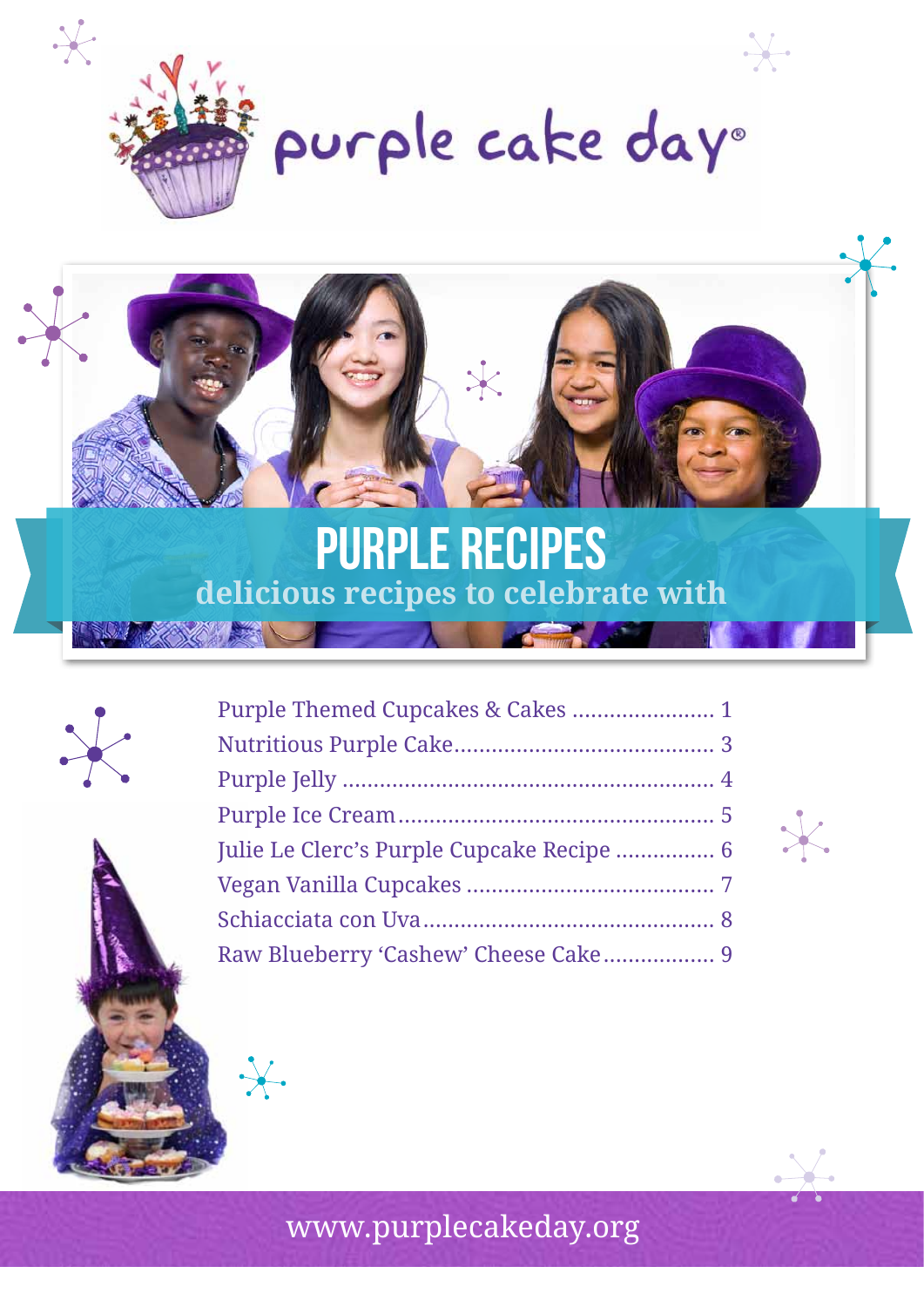# purple cake day®

## PURPLE RECIPES

**delicious recipes to celebrate with**

- Purple Themed Cupcakes & Cakes ....................... 1
- Nutritious Purple Cake........................................ 3
- Purple Jelly .......................................................... 4
- Purple Ice Cream................................................. 5
- Julie Le Clerc's Purple Cupcake Recipe ................ 6
- Vegan Vanilla Cupcakes ....................................... 7
- Schiacciata con Uva.............................................. 8
- Raw Blueberry 'Cashew' Cheese Cake.................. 9

www.purplecakeday.org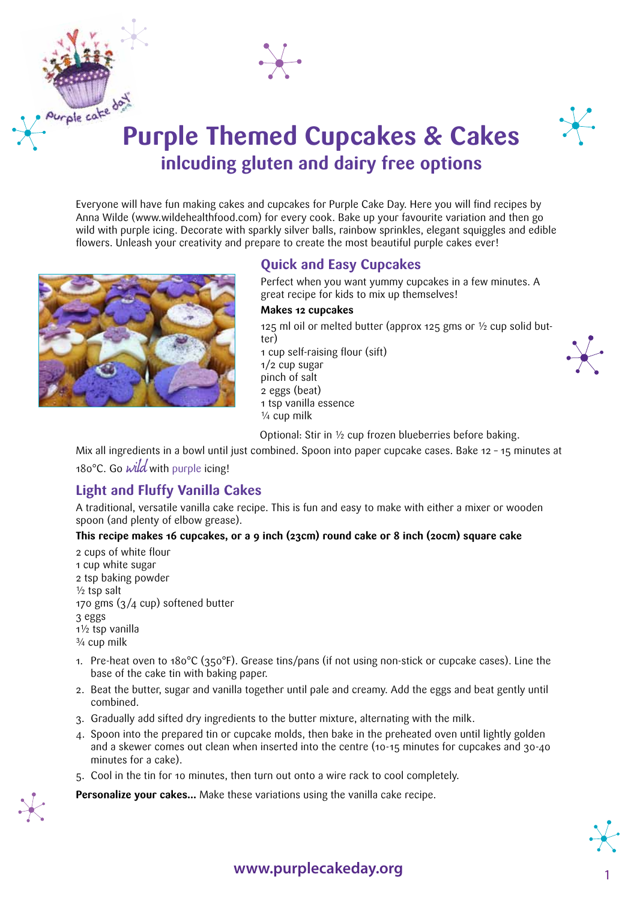# Purple Themed Cupcakes & Cakes

## inlcuding gluten and dairy free options

Everyone will have fun making cakes and cupcakes for Purple Cake Day. Here you will find recipes by Anna Wilde (www.wildehealthfood.com) for every cook. Bake up your favourite variation and then go wild with purple icing. Decorate with sparkly silver balls, rainbow sprinkles, elegant squiggles and edible flowers. Unleash your creativity and prepare to create the most beautiful purple cakes ever!

### Quick and Easy Cupcakes

Perfect when you want yummy cupcakes in a few minutes. A great recipe for kids to mix up themselves!

**Makes 12 cupcakes**

125 ml oil or melted butter (approx 125 gms or ½ cup solid butter)
1 cup self-raising flour (sift)
1/2 cup sugar
pinch of salt
2 eggs (beat)
1 tsp vanilla essence
¼ cup milk

Optional: Stir in ½ cup frozen blueberries before baking.

Mix all ingredients in a bowl until just combined. Spoon into paper cupcake cases. Bake 12 – 15 minutes at 180°C. Go *wild* with purple icing!

### Light and Fluffy Vanilla Cakes

A traditional, versatile vanilla cake recipe. This is fun and easy to make with either a mixer or wooden spoon (and plenty of elbow grease).

**This recipe makes 16 cupcakes, or a 9 inch (23cm) round cake or 8 inch (20cm) square cake**

2 cups of white flour
1 cup white sugar
2 tsp baking powder
½ tsp salt
170 gms (3/4 cup) softened butter
3 eggs
1½ tsp vanilla
¾ cup milk

1. Pre-heat oven to 180°C (350°F). Grease tins/pans (if not using non-stick or cupcake cases). Line the base of the cake tin with baking paper.
2. Beat the butter, sugar and vanilla together until pale and creamy. Add the eggs and beat gently until combined.
3. Gradually add sifted dry ingredients to the butter mixture, alternating with the milk.
4. Spoon into the prepared tin or cupcake molds, then bake in the preheated oven until lightly golden and a skewer comes out clean when inserted into the centre (10-15 minutes for cupcakes and 30-40 minutes for a cake).
5. Cool in the tin for 10 minutes, then turn out onto a wire rack to cool completely.

**Personalize your cakes...** Make these variations using the vanilla cake recipe.

www.purplecakeday.org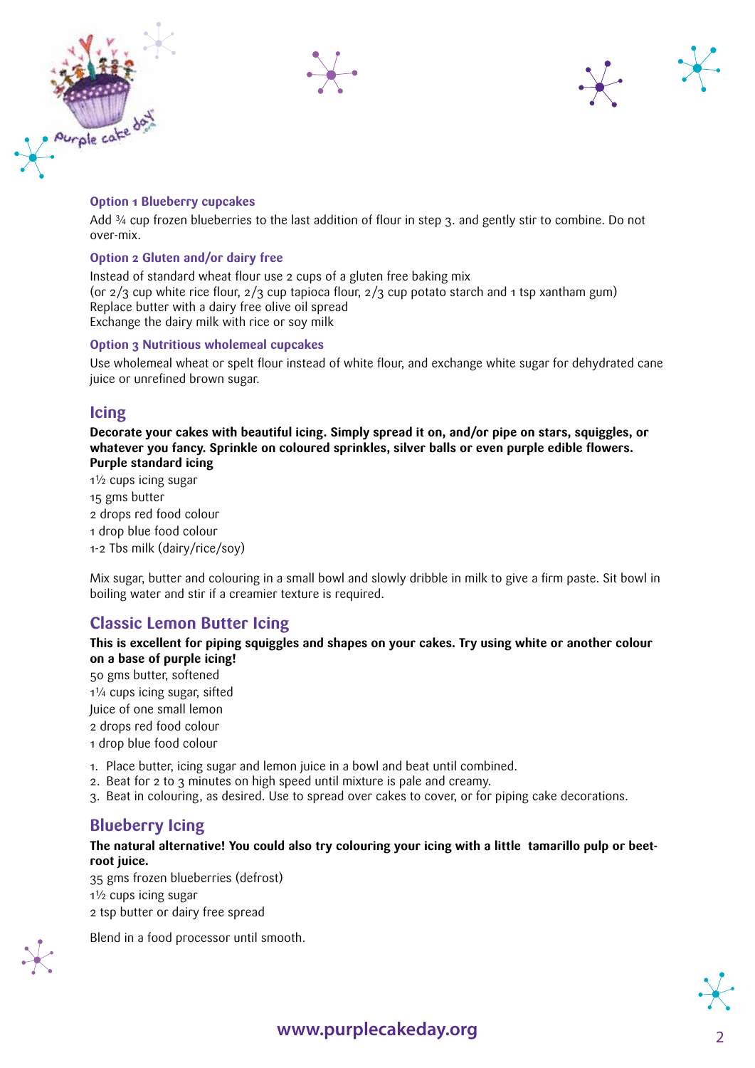### Option 1 Blueberry cupcakes

Add ¾ cup frozen blueberries to the last addition of flour in step 3. and gently stir to combine. Do not over-mix.

### Option 2 Gluten and/or dairy free

Instead of standard wheat flour use 2 cups of a gluten free baking mix
(or 2/3 cup white rice flour, 2/3 cup tapioca flour, 2/3 cup potato starch and 1 tsp xantham gum)
Replace butter with a dairy free olive oil spread
Exchange the dairy milk with rice or soy milk

### Option 3 Nutritious wholemeal cupcakes

Use wholemeal wheat or spelt flour instead of white flour, and exchange white sugar for dehydrated cane juice or unrefined brown sugar.

## Icing

**Decorate your cakes with beautiful icing. Simply spread it on, and/or pipe on stars, squiggles, or whatever you fancy. Sprinkle on coloured sprinkles, silver balls or even purple edible flowers.**
**Purple standard icing**

1½ cups icing sugar
15 gms butter
2 drops red food colour
1 drop blue food colour
1-2 Tbs milk (dairy/rice/soy)

Mix sugar, butter and colouring in a small bowl and slowly dribble in milk to give a firm paste. Sit bowl in boiling water and stir if a creamier texture is required.

## Classic Lemon Butter Icing

**This is excellent for piping squiggles and shapes on your cakes. Try using white or another colour on a base of purple icing!**

50 gms butter, softened
1¼ cups icing sugar, sifted
Juice of one small lemon
2 drops red food colour
1 drop blue food colour

1. Place butter, icing sugar and lemon juice in a bowl and beat until combined.
2. Beat for 2 to 3 minutes on high speed until mixture is pale and creamy.
3. Beat in colouring, as desired. Use to spread over cakes to cover, or for piping cake decorations.

## Blueberry Icing

**The natural alternative! You could also try colouring your icing with a little tamarillo pulp or beet-root juice.**

35 gms frozen blueberries (defrost)
1½ cups icing sugar
2 tsp butter or dairy free spread

Blend in a food processor until smooth.

www.purplecakeday.org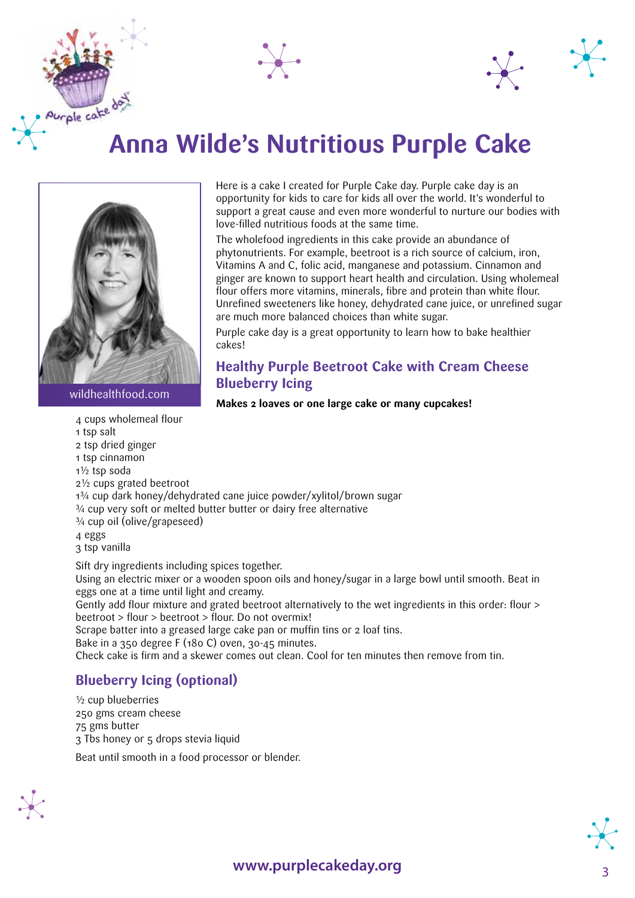# Anna Wilde's Nutritious Purple Cake

wildhealthfood.com

Here is a cake I created for Purple Cake day. Purple cake day is an opportunity for kids to care for kids all over the world. It's wonderful to support a great cause and even more wonderful to nurture our bodies with love-filled nutritious foods at the same time.

The wholefood ingredients in this cake provide an abundance of phytonutrients. For example, beetroot is a rich source of calcium, iron, Vitamins A and C, folic acid, manganese and potassium. Cinnamon and ginger are known to support heart health and circulation. Using wholemeal flour offers more vitamins, minerals, fibre and protein than white flour. Unrefined sweeteners like honey, dehydrated cane juice, or unrefined sugar are much more balanced choices than white sugar.

Purple cake day is a great opportunity to learn how to bake healthier cakes!

## Healthy Purple Beetroot Cake with Cream Cheese Blueberry Icing

**Makes 2 loaves or one large cake or many cupcakes!**

4 cups wholemeal flour
1 tsp salt
2 tsp dried ginger
1 tsp cinnamon
1½ tsp soda
2½ cups grated beetroot
1¾ cup dark honey/dehydrated cane juice powder/xylitol/brown sugar
¾ cup very soft or melted butter butter or dairy free alternative
¾ cup oil (olive/grapeseed)
4 eggs
3 tsp vanilla

Sift dry ingredients including spices together.
Using an electric mixer or a wooden spoon oils and honey/sugar in a large bowl until smooth. Beat in eggs one at a time until light and creamy.
Gently add flour mixture and grated beetroot alternatively to the wet ingredients in this order: flour > beetroot > flour > beetroot > flour. Do not overmix!
Scrape batter into a greased large cake pan or muffin tins or 2 loaf tins.
Bake in a 350 degree F (180 C) oven, 30-45 minutes.
Check cake is firm and a skewer comes out clean. Cool for ten minutes then remove from tin.

## Blueberry Icing (optional)

½ cup blueberries
250 gms cream cheese
75 gms butter
3 Tbs honey or 5 drops stevia liquid

Beat until smooth in a food processor or blender.

www.purplecakeday.org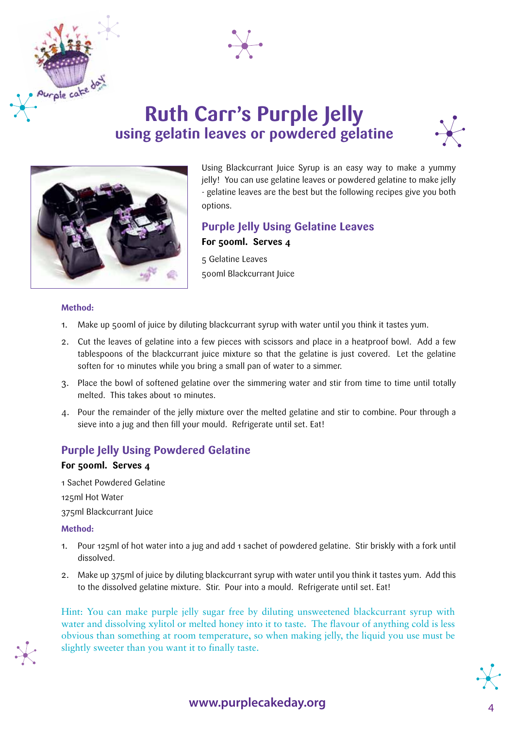# Ruth Carr's Purple Jelly

## using gelatin leaves or powdered gelatine

Using Blackcurrant Juice Syrup is an easy way to make a yummy jelly! You can use gelatine leaves or powdered gelatine to make jelly - gelatine leaves are the best but the following recipes give you both options.

### Purple Jelly Using Gelatine Leaves

**For 500ml. Serves 4**

5 Gelatine Leaves

500ml Blackcurrant Juice

**Method:**

1. Make up 500ml of juice by diluting blackcurrant syrup with water until you think it tastes yum.
2. Cut the leaves of gelatine into a few pieces with scissors and place in a heatproof bowl. Add a few tablespoons of the blackcurrant juice mixture so that the gelatine is just covered. Let the gelatine soften for 10 minutes while you bring a small pan of water to a simmer.
3. Place the bowl of softened gelatine over the simmering water and stir from time to time until totally melted. This takes about 10 minutes.
4. Pour the remainder of the jelly mixture over the melted gelatine and stir to combine. Pour through a sieve into a jug and then fill your mould. Refrigerate until set. Eat!

### Purple Jelly Using Powdered Gelatine

**For 500ml. Serves 4**

1 Sachet Powdered Gelatine

125ml Hot Water

375ml Blackcurrant Juice

**Method:**

1. Pour 125ml of hot water into a jug and add 1 sachet of powdered gelatine. Stir briskly with a fork until dissolved.
2. Make up 375ml of juice by diluting blackcurrant syrup with water until you think it tastes yum. Add this to the dissolved gelatine mixture. Stir. Pour into a mould. Refrigerate until set. Eat!

Hint: You can make purple jelly sugar free by diluting unsweetened blackcurrant syrup with water and dissolving xylitol or melted honey into it to taste. The flavour of anything cold is less obvious than something at room temperature, so when making jelly, the liquid you use must be slightly sweeter than you want it to finally taste.

www.purplecakeday.org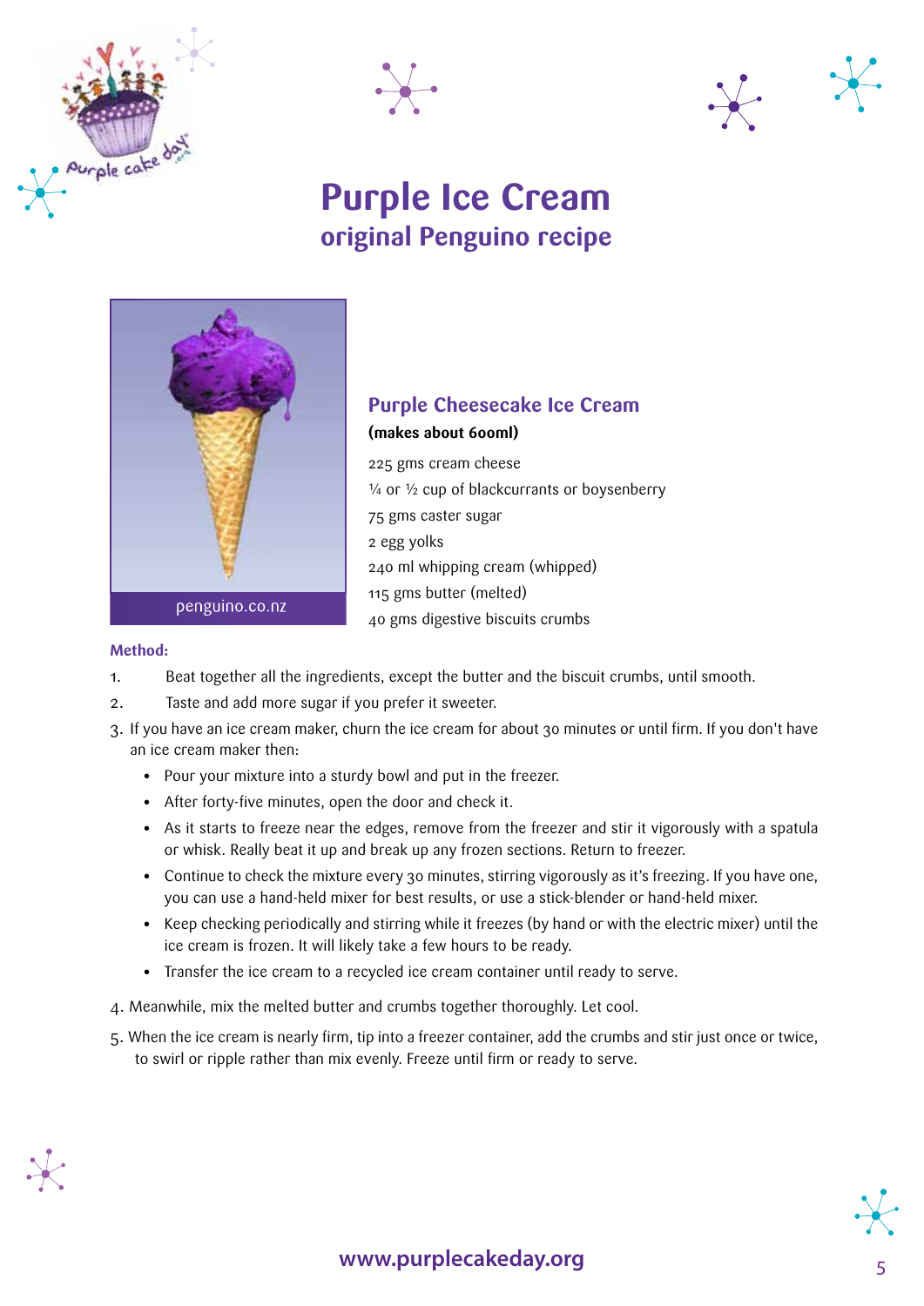# Purple Ice Cream

## original Penguino recipe

penguino.co.nz

### Purple Cheesecake Ice Cream

**(makes about 600ml)**

225 gms cream cheese

¼ or ½ cup of blackcurrants or boysenberry

75 gms caster sugar

2 egg yolks

240 ml whipping cream (whipped)

115 gms butter (melted)

40 gms digestive biscuits crumbs

**Method:**

1. Beat together all the ingredients, except the butter and the biscuit crumbs, until smooth.
2. Taste and add more sugar if you prefer it sweeter.
3. If you have an ice cream maker, churn the ice cream for about 30 minutes or until firm. If you don't have an ice cream maker then:
   - Pour your mixture into a sturdy bowl and put in the freezer.
   - After forty-five minutes, open the door and check it.
   - As it starts to freeze near the edges, remove from the freezer and stir it vigorously with a spatula or whisk. Really beat it up and break up any frozen sections. Return to freezer.
   - Continue to check the mixture every 30 minutes, stirring vigorously as it's freezing. If you have one, you can use a hand-held mixer for best results, or use a stick-blender or hand-held mixer.
   - Keep checking periodically and stirring while it freezes (by hand or with the electric mixer) until the ice cream is frozen. It will likely take a few hours to be ready.
   - Transfer the ice cream to a recycled ice cream container until ready to serve.
4. Meanwhile, mix the melted butter and crumbs together thoroughly. Let cool.
5. When the ice cream is nearly firm, tip into a freezer container, add the crumbs and stir just once or twice, to swirl or ripple rather than mix evenly. Freeze until firm or ready to serve.

www.purplecakeday.org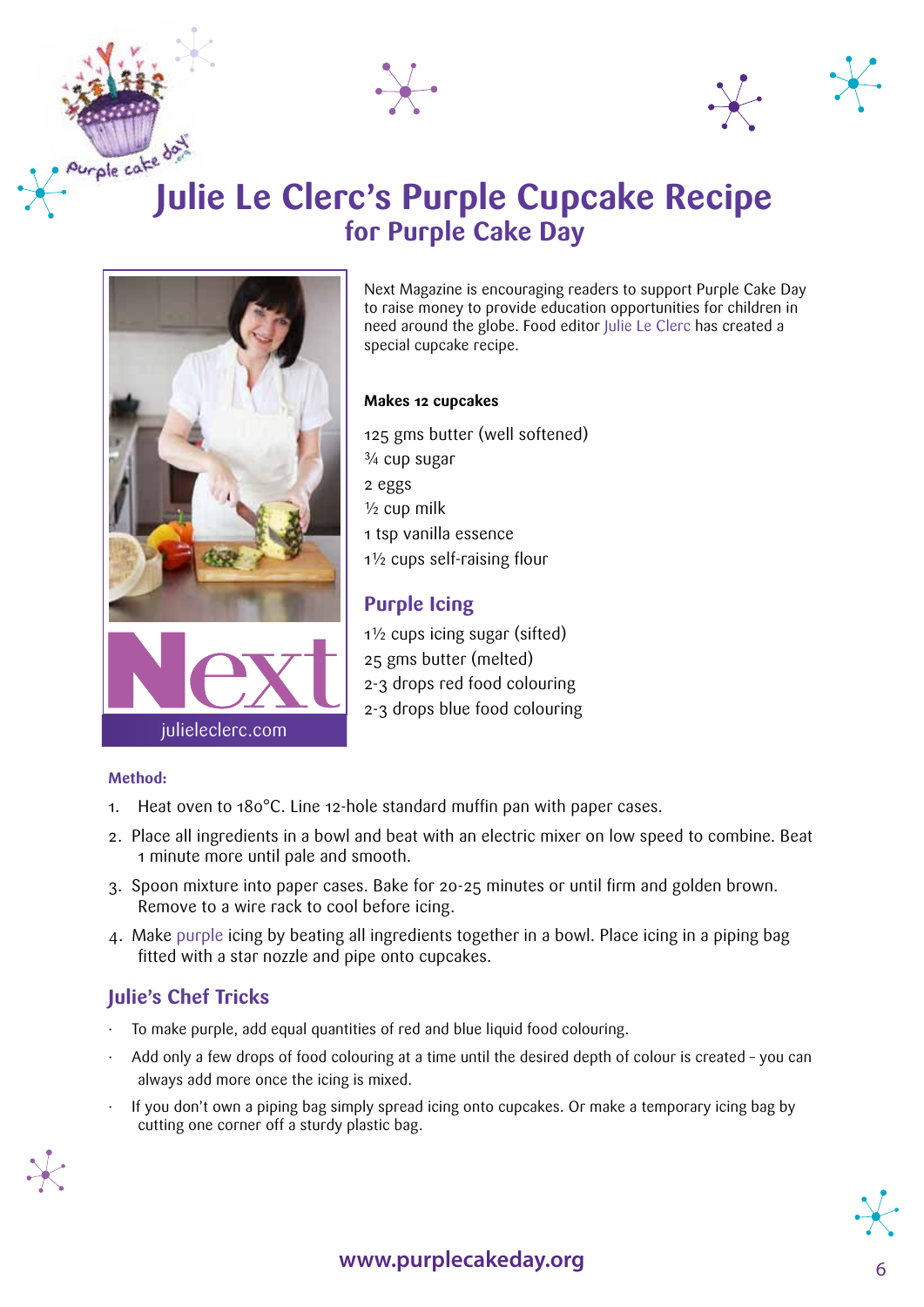# Julie Le Clerc's Purple Cupcake Recipe

## for Purple Cake Day

Next Magazine is encouraging readers to support Purple Cake Day to raise money to provide education opportunities for children in need around the globe. Food editor Julie Le Clerc has created a special cupcake recipe.

**Makes 12 cupcakes**

125 gms butter (well softened)
¾ cup sugar
2 eggs
½ cup milk
1 tsp vanilla essence
1½ cups self-raising flour

### Purple Icing

1½ cups icing sugar (sifted)
25 gms butter (melted)
2-3 drops red food colouring
2-3 drops blue food colouring

Next

julieleclerc.com

**Method:**

1. Heat oven to 180°C. Line 12-hole standard muffin pan with paper cases.
2. Place all ingredients in a bowl and beat with an electric mixer on low speed to combine. Beat 1 minute more until pale and smooth.
3. Spoon mixture into paper cases. Bake for 20-25 minutes or until firm and golden brown. Remove to a wire rack to cool before icing.
4. Make purple icing by beating all ingredients together in a bowl. Place icing in a piping bag fitted with a star nozzle and pipe onto cupcakes.

### Julie's Chef Tricks

- To make purple, add equal quantities of red and blue liquid food colouring.
- Add only a few drops of food colouring at a time until the desired depth of colour is created - you can always add more once the icing is mixed.
- If you don't own a piping bag simply spread icing onto cupcakes. Or make a temporary icing bag by cutting one corner off a sturdy plastic bag.

www.purplecakeday.org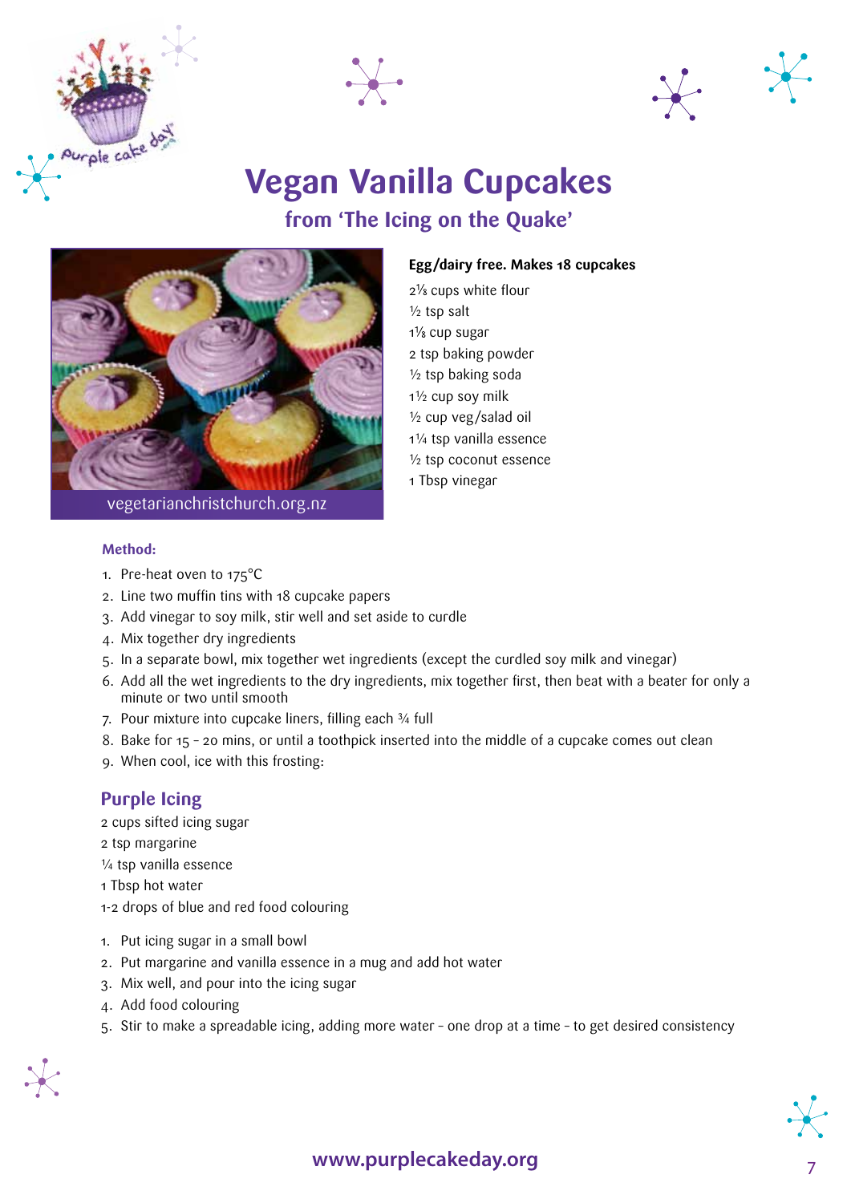# Vegan Vanilla Cupcakes

## from 'The Icing on the Quake'

vegetarianchristchurch.org.nz

**Egg/dairy free. Makes 18 cupcakes**

2⅛ cups white flour
½ tsp salt
1⅛ cup sugar
2 tsp baking powder
½ tsp baking soda
1½ cup soy milk
½ cup veg/salad oil
1¼ tsp vanilla essence
½ tsp coconut essence
1 Tbsp vinegar

### Method:

1. Pre-heat oven to 175°C
2. Line two muffin tins with 18 cupcake papers
3. Add vinegar to soy milk, stir well and set aside to curdle
4. Mix together dry ingredients
5. In a separate bowl, mix together wet ingredients (except the curdled soy milk and vinegar)
6. Add all the wet ingredients to the dry ingredients, mix together first, then beat with a beater for only a minute or two until smooth
7. Pour mixture into cupcake liners, filling each ¾ full
8. Bake for 15 - 20 mins, or until a toothpick inserted into the middle of a cupcake comes out clean
9. When cool, ice with this frosting:

## Purple Icing

2 cups sifted icing sugar
2 tsp margarine
¼ tsp vanilla essence
1 Tbsp hot water
1-2 drops of blue and red food colouring

1. Put icing sugar in a small bowl
2. Put margarine and vanilla essence in a mug and add hot water
3. Mix well, and pour into the icing sugar
4. Add food colouring
5. Stir to make a spreadable icing, adding more water - one drop at a time - to get desired consistency

www.purplecakeday.org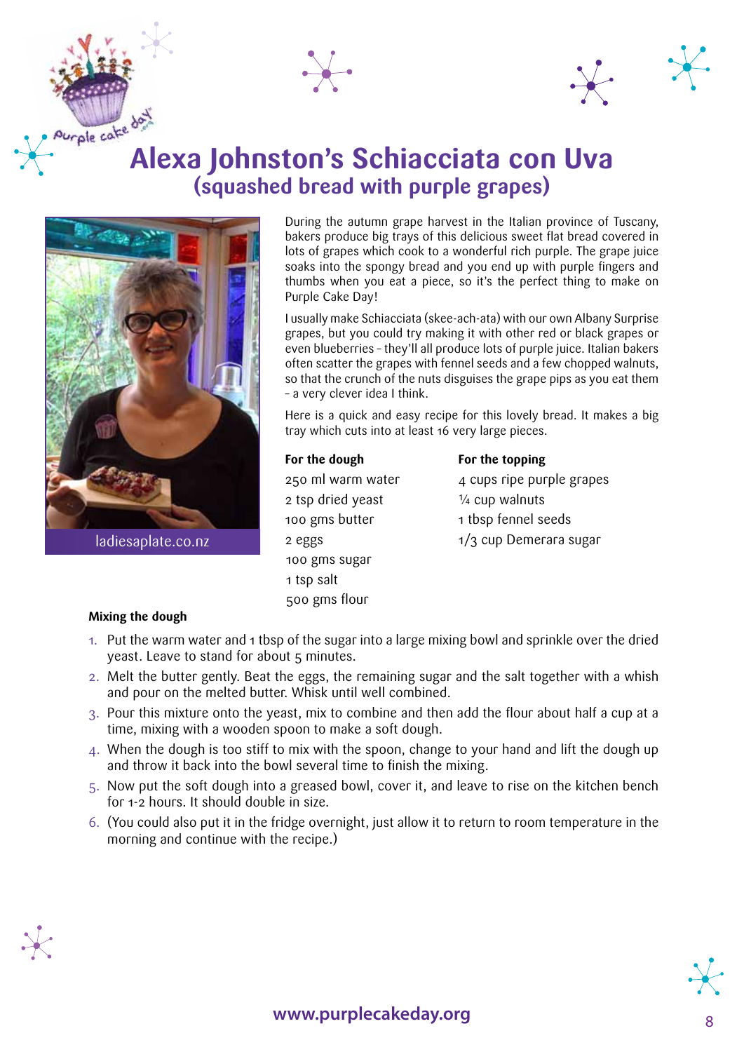# Alexa Johnston's Schiacciata con Uva
## (squashed bread with purple grapes)

ladiesaplate.co.nz

During the autumn grape harvest in the Italian province of Tuscany, bakers produce big trays of this delicious sweet flat bread covered in lots of grapes which cook to a wonderful rich purple. The grape juice soaks into the spongy bread and you end up with purple fingers and thumbs when you eat a piece, so it's the perfect thing to make on Purple Cake Day!

I usually make Schiacciata (skee-ach-ata) with our own Albany Surprise grapes, but you could try making it with other red or black grapes or even blueberries – they'll all produce lots of purple juice. Italian bakers often scatter the grapes with fennel seeds and a few chopped walnuts, so that the crunch of the nuts disguises the grape pips as you eat them – a very clever idea I think.

Here is a quick and easy recipe for this lovely bread. It makes a big tray which cuts into at least 16 very large pieces.

**For the dough**

250 ml warm water
2 tsp dried yeast
100 gms butter
2 eggs
100 gms sugar
1 tsp salt
500 gms flour

**For the topping**

4 cups ripe purple grapes
¼ cup walnuts
1 tbsp fennel seeds
1/3 cup Demerara sugar

**Mixing the dough**

1. Put the warm water and 1 tbsp of the sugar into a large mixing bowl and sprinkle over the dried yeast. Leave to stand for about 5 minutes.
2. Melt the butter gently. Beat the eggs, the remaining sugar and the salt together with a whisk and pour on the melted butter. Whisk until well combined.
3. Pour this mixture onto the yeast, mix to combine and then add the flour about half a cup at a time, mixing with a wooden spoon to make a soft dough.
4. When the dough is too stiff to mix with the spoon, change to your hand and lift the dough up and throw it back into the bowl several time to finish the mixing.
5. Now put the soft dough into a greased bowl, cover it, and leave to rise on the kitchen bench for 1-2 hours. It should double in size.
6. (You could also put it in the fridge overnight, just allow it to return to room temperature in the morning and continue with the recipe.)

www.purplecakeday.org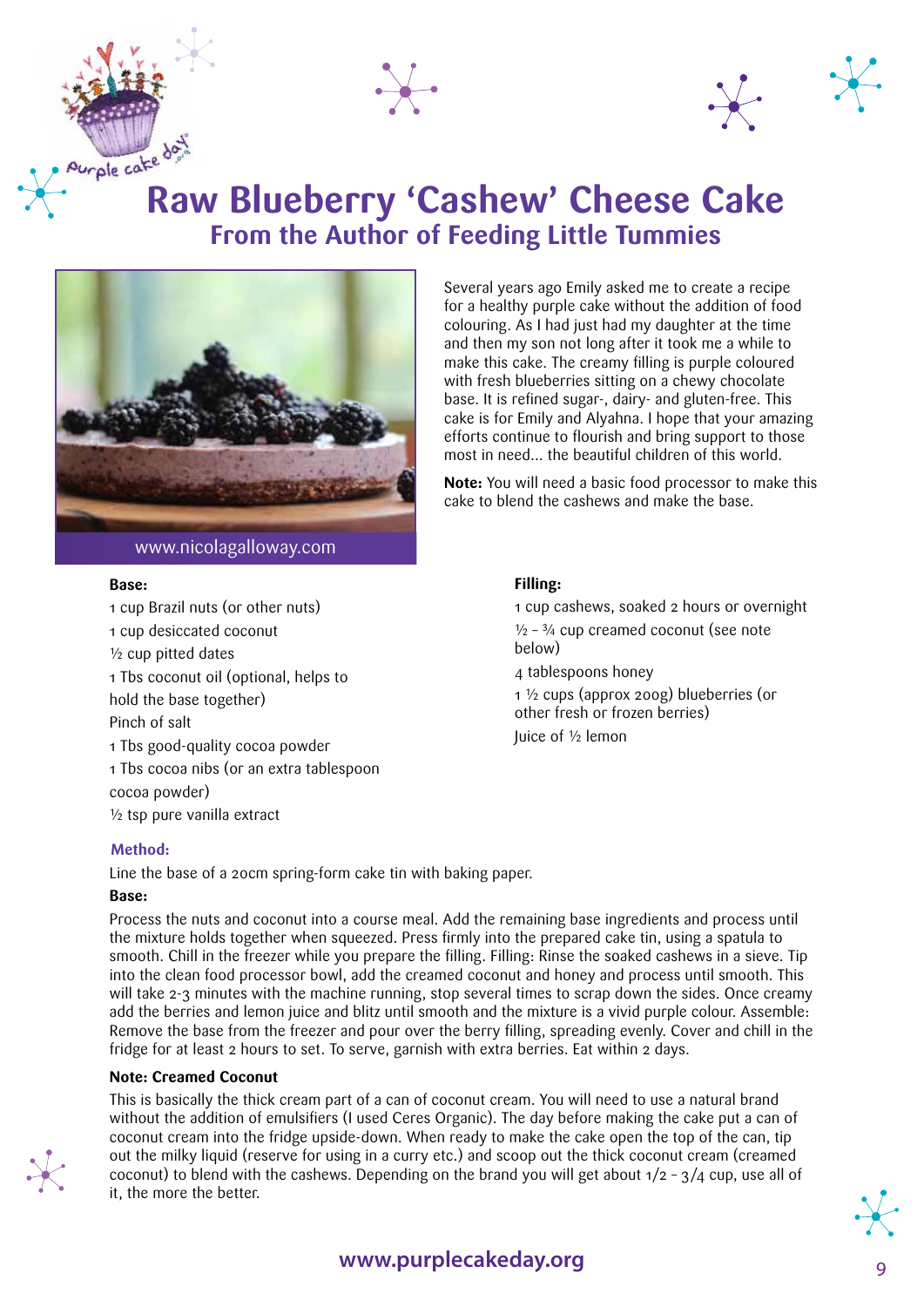# Raw Blueberry 'Cashew' Cheese Cake

## From the Author of Feeding Little Tummies

www.nicolagalloway.com

Several years ago Emily asked me to create a recipe for a healthy purple cake without the addition of food colouring. As I had just had my daughter at the time and then my son not long after it took me a while to make this cake. The creamy filling is purple coloured with fresh blueberries sitting on a chewy chocolate base. It is refined sugar-, dairy- and gluten-free. This cake is for Emily and Alyahna. I hope that your amazing efforts continue to flourish and bring support to those most in need... the beautiful children of this world.

**Note:** You will need a basic food processor to make this cake to blend the cashews and make the base.

**Base:**

1 cup Brazil nuts (or other nuts)
1 cup desiccated coconut
½ cup pitted dates
1 Tbs coconut oil (optional, helps to hold the base together)
Pinch of salt
1 Tbs good-quality cocoa powder
1 Tbs cocoa nibs (or an extra tablespoon cocoa powder)
½ tsp pure vanilla extract

**Filling:**

1 cup cashews, soaked 2 hours or overnight
½ - ¾ cup creamed coconut (see note below)
4 tablespoons honey
1 ½ cups (approx 200g) blueberries (or other fresh or frozen berries)
Juice of ½ lemon

**Method:**

Line the base of a 20cm spring-form cake tin with baking paper.

**Base:**

Process the nuts and coconut into a course meal. Add the remaining base ingredients and process until the mixture holds together when squeezed. Press firmly into the prepared cake tin, using a spatula to smooth. Chill in the freezer while you prepare the filling. Filling: Rinse the soaked cashews in a sieve. Tip into the clean food processor bowl, add the creamed coconut and honey and process until smooth. This will take 2-3 minutes with the machine running, stop several times to scrap down the sides. Once creamy add the berries and lemon juice and blitz until smooth and the mixture is a vivid purple colour. Assemble: Remove the base from the freezer and pour over the berry filling, spreading evenly. Cover and chill in the fridge for at least 2 hours to set. To serve, garnish with extra berries. Eat within 2 days.

**Note: Creamed Coconut**

This is basically the thick cream part of a can of coconut cream. You will need to use a natural brand without the addition of emulsifiers (I used Ceres Organic). The day before making the cake put a can of coconut cream into the fridge upside-down. When ready to make the cake open the top of the can, tip out the milky liquid (reserve for using in a curry etc.) and scoop out the thick coconut cream (creamed coconut) to blend with the cashews. Depending on the brand you will get about 1/2 - 3/4 cup, use all of it, the more the better.

www.purplecakeday.org